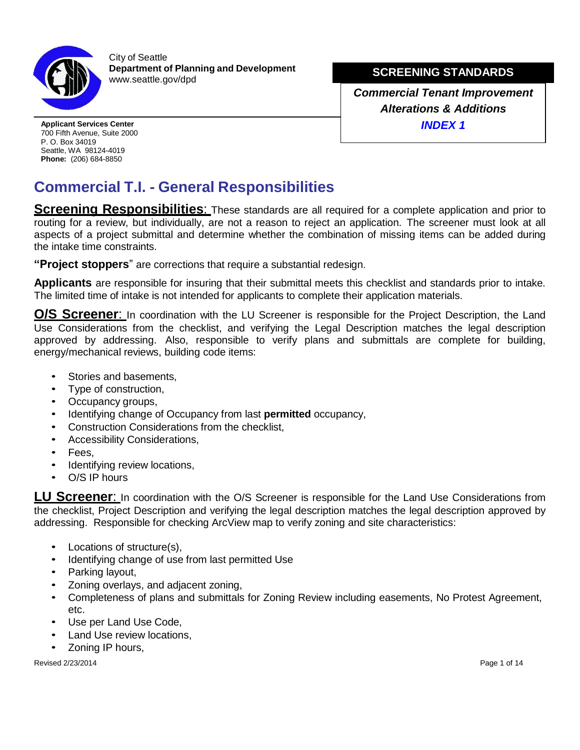City of Seattle
**Department of Planning and Development**
www.seattle.gov/dpd

**SCREENING STANDARDS**

***Commercial Tenant Improvement***
***Alterations & Additions***
***INDEX 1***

**Applicant Services Center**
700 Fifth Avenue, Suite 2000
P. O. Box 34019
Seattle, WA 98124-4019
**Phone:** (206) 684-8850

# Commercial T.I. - General Responsibilities

**Screening Responsibilities**: These standards are all required for a complete application and prior to routing for a review, but individually, are not a reason to reject an application. The screener must look at all aspects of a project submittal and determine whether the combination of missing items can be added during the intake time constraints.

**"Project stoppers**" are corrections that require a substantial redesign.

**Applicants** are responsible for insuring that their submittal meets this checklist and standards prior to intake. The limited time of intake is not intended for applicants to complete their application materials.

**O/S Screener**: In coordination with the LU Screener is responsible for the Project Description, the Land Use Considerations from the checklist, and verifying the Legal Description matches the legal description approved by addressing. Also, responsible to verify plans and submittals are complete for building, energy/mechanical reviews, building code items:

- Stories and basements,
- Type of construction,
- Occupancy groups,
- Identifying change of Occupancy from last **permitted** occupancy,
- Construction Considerations from the checklist,
- Accessibility Considerations,
- Fees,
- Identifying review locations,
- O/S IP hours

**LU Screener**: In coordination with the O/S Screener is responsible for the Land Use Considerations from the checklist, Project Description and verifying the legal description matches the legal description approved by addressing. Responsible for checking ArcView map to verify zoning and site characteristics:

- Locations of structure(s),
- Identifying change of use from last permitted Use
- Parking layout,
- Zoning overlays, and adjacent zoning,
- Completeness of plans and submittals for Zoning Review including easements, No Protest Agreement, etc.
- Use per Land Use Code,
- Land Use review locations,
- Zoning IP hours,

Revised 2/23/2014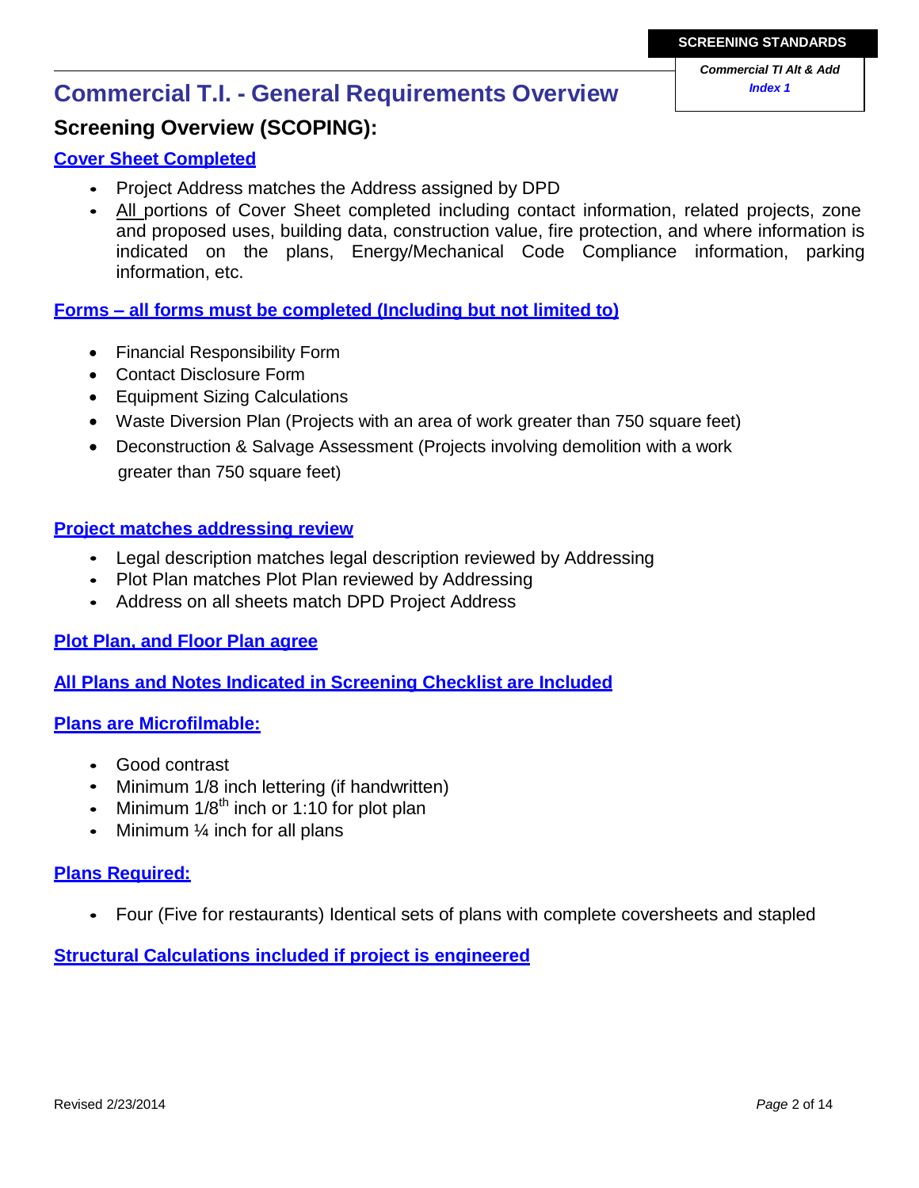# Commercial T.I. - General Requirements Overview

## Screening Overview (SCOPING):

### Cover Sheet Completed

- Project Address matches the Address assigned by DPD
- All portions of Cover Sheet completed including contact information, related projects, zone and proposed uses, building data, construction value, fire protection, and where information is indicated on the plans, Energy/Mechanical Code Compliance information, parking information, etc.

### Forms – all forms must be completed (Including but not limited to)

- Financial Responsibility Form
- Contact Disclosure Form
- Equipment Sizing Calculations
- Waste Diversion Plan (Projects with an area of work greater than 750 square feet)
- Deconstruction & Salvage Assessment (Projects involving demolition with a work greater than 750 square feet)

### Project matches addressing review

- Legal description matches legal description reviewed by Addressing
- Plot Plan matches Plot Plan reviewed by Addressing
- Address on all sheets match DPD Project Address

### Plot Plan, and Floor Plan agree

### All Plans and Notes Indicated in Screening Checklist are Included

### Plans are Microfilmable:

- Good contrast
- Minimum 1/8 inch lettering (if handwritten)
- Minimum 1/8th inch or 1:10 for plot plan
- Minimum ¼ inch for all plans

### Plans Required:

- Four (Five for restaurants) Identical sets of plans with complete coversheets and stapled

### Structural Calculations included if project is engineered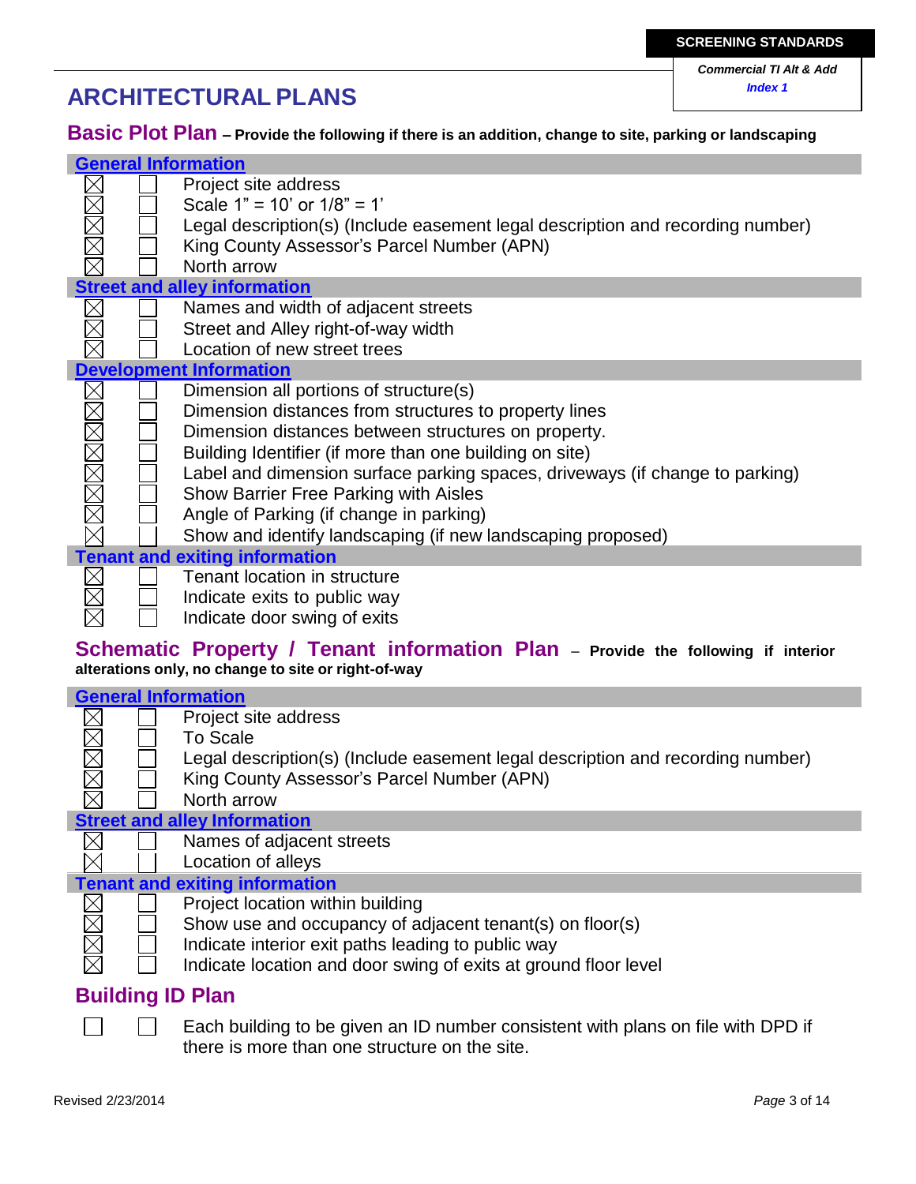**SCREENING STANDARDS**

*Commercial TI Alt & Add*
*Index 1*

# ARCHITECTURAL PLANS

## Basic Plot Plan – Provide the following if there is an addition, change to site, parking or landscaping

### General Information

- ☒ ☐ Project site address
- ☒ ☐ Scale 1" = 10' or 1/8" = 1'
- ☒ ☐ Legal description(s) (Include easement legal description and recording number)
- ☒ ☐ King County Assessor's Parcel Number (APN)
- ☒ ☐ North arrow

### Street and alley information

- ☒ ☐ Names and width of adjacent streets
- ☒ ☐ Street and Alley right-of-way width
- ☒ ☐ Location of new street trees

### Development Information

- ☒ ☐ Dimension all portions of structure(s)
- ☒ ☐ Dimension distances from structures to property lines
- ☒ ☐ Dimension distances between structures on property.
- ☒ ☐ Building Identifier (if more than one building on site)
- ☒ ☐ Label and dimension surface parking spaces, driveways (if change to parking)
- ☒ ☐ Show Barrier Free Parking with Aisles
- ☒ ☐ Angle of Parking (if change in parking)
- ☒ ☐ Show and identify landscaping (if new landscaping proposed)

### Tenant and exiting information

- ☒ ☐ Tenant location in structure
- ☒ ☐ Indicate exits to public way
- ☒ ☐ Indicate door swing of exits

## Schematic Property / Tenant information Plan – Provide the following if interior alterations only, no change to site or right-of-way

### General Information

- ☒ ☐ Project site address
- ☒ ☐ To Scale
- ☒ ☐ Legal description(s) (Include easement legal description and recording number)
- ☒ ☐ King County Assessor's Parcel Number (APN)
- ☒ ☐ North arrow

### Street and alley Information

- ☒ ☐ Names of adjacent streets
- ☒ ☐ Location of alleys

### Tenant and exiting information

- ☒ ☐ Project location within building
- ☒ ☐ Show use and occupancy of adjacent tenant(s) on floor(s)
- ☒ ☐ Indicate interior exit paths leading to public way
- ☒ ☐ Indicate location and door swing of exits at ground floor level

## Building ID Plan

- ☐ ☐ Each building to be given an ID number consistent with plans on file with DPD if there is more than one structure on the site.

Revised 2/23/2014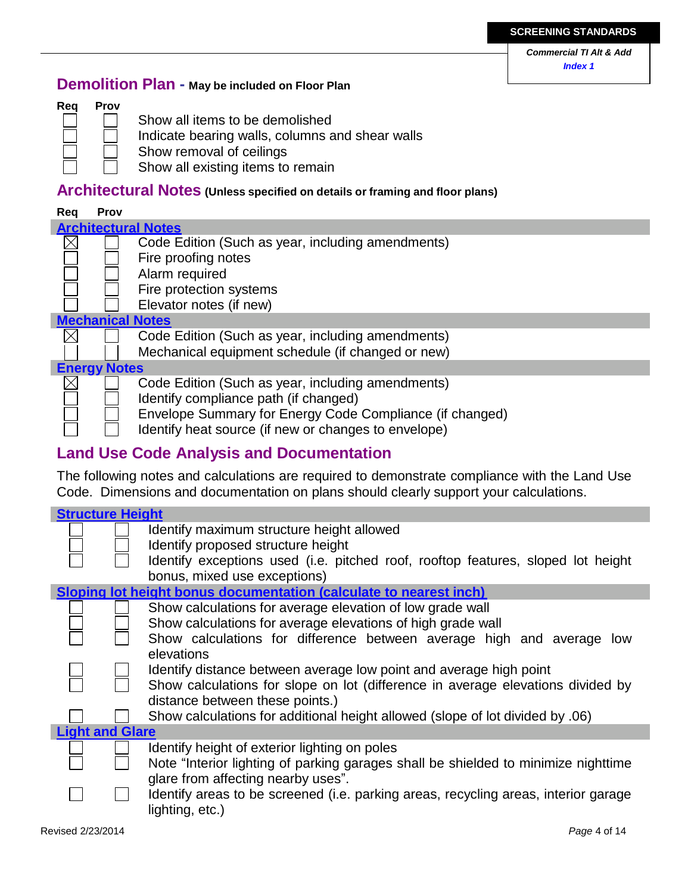## Demolition Plan - May be included on Floor Plan

| Req | Prov | |
|---|---|---|
| ☐ | ☐ | Show all items to be demolished |
| ☐ | ☐ | Indicate bearing walls, columns and shear walls |
| ☐ | ☐ | Show removal of ceilings |
| ☐ | ☐ | Show all existing items to remain |

## Architectural Notes (Unless specified on details or framing and floor plans)

| Req | Prov | |
|---|---|---|
| **Architectural Notes** | | |
| ☒ | ☐ | Code Edition (Such as year, including amendments) |
| ☐ | ☐ | Fire proofing notes |
| ☐ | ☐ | Alarm required |
| ☐ | ☐ | Fire protection systems |
| ☐ | ☐ | Elevator notes (if new) |
| **Mechanical Notes** | | |
| ☒ | ☐ | Code Edition (Such as year, including amendments) |
| ☐ | ☐ | Mechanical equipment schedule (if changed or new) |
| **Energy Notes** | | |
| ☒ | ☐ | Code Edition (Such as year, including amendments) |
| ☐ | ☐ | Identify compliance path (if changed) |
| ☐ | ☐ | Envelope Summary for Energy Code Compliance (if changed) |
| ☐ | ☐ | Identify heat source (if new or changes to envelope) |

## Land Use Code Analysis and Documentation

The following notes and calculations are required to demonstrate compliance with the Land Use Code. Dimensions and documentation on plans should clearly support your calculations.

| | | |
|---|---|---|
| **Structure Height** | | |
| ☐ | ☐ | Identify maximum structure height allowed |
| ☐ | ☐ | Identify proposed structure height |
| ☐ | ☐ | Identify exceptions used (i.e. pitched roof, rooftop features, sloped lot height bonus, mixed use exceptions) |
| **Sloping lot height bonus documentation (calculate to nearest inch)** | | |
| ☐ | ☐ | Show calculations for average elevation of low grade wall |
| ☐ | ☐ | Show calculations for average elevations of high grade wall |
| ☐ | ☐ | Show calculations for difference between average high and average low elevations |
| ☐ | ☐ | Identify distance between average low point and average high point |
| ☐ | ☐ | Show calculations for slope on lot (difference in average elevations divided by distance between these points.) |
| ☐ | ☐ | Show calculations for additional height allowed (slope of lot divided by .06) |
| **Light and Glare** | | |
| ☐ | ☐ | Identify height of exterior lighting on poles |
| ☐ | ☐ | Note "Interior lighting of parking garages shall be shielded to minimize nighttime glare from affecting nearby uses". |
| ☐ | ☐ | Identify areas to be screened (i.e. parking areas, recycling areas, interior garage lighting, etc.) |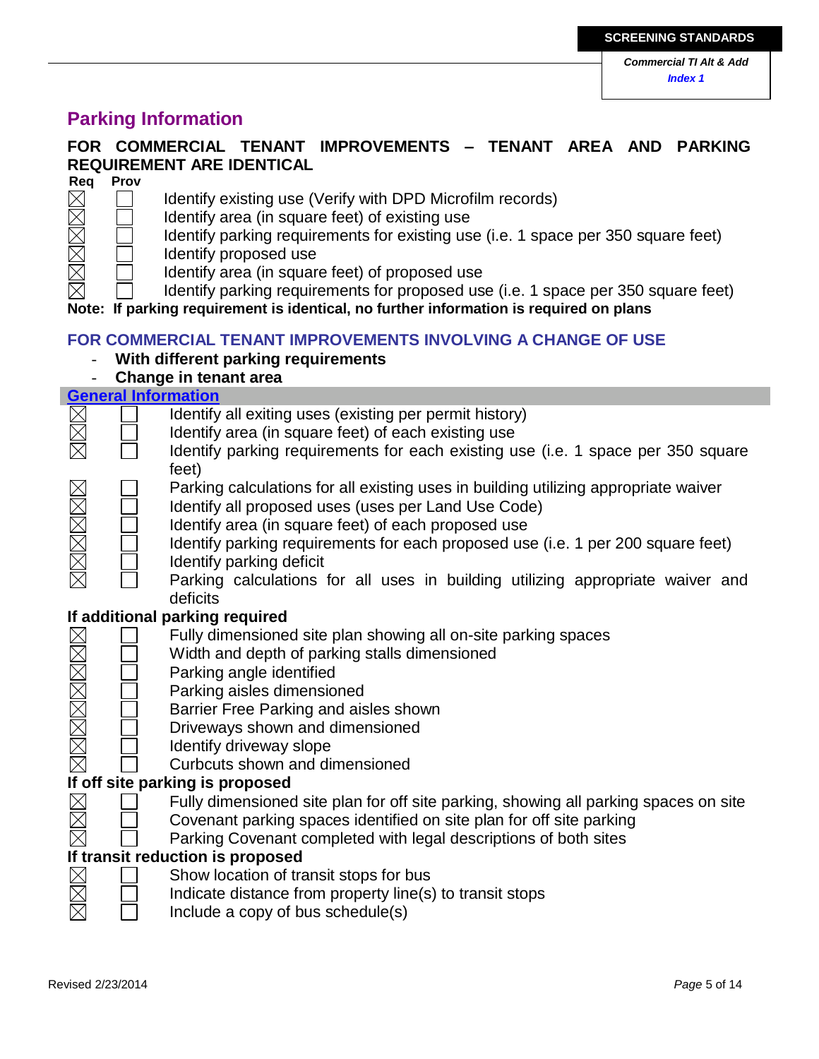## Parking Information

### FOR COMMERCIAL TENANT IMPROVEMENTS – TENANT AREA AND PARKING REQUIREMENT ARE IDENTICAL

| Req | Prov | |
|---|---|---|
| ☒ | ☐ | Identify existing use (Verify with DPD Microfilm records) |
| ☒ | ☐ | Identify area (in square feet) of existing use |
| ☒ | ☐ | Identify parking requirements for existing use (i.e. 1 space per 350 square feet) |
| ☒ | ☐ | Identify proposed use |
| ☒ | ☐ | Identify area (in square feet) of proposed use |
| ☒ | ☐ | Identify parking requirements for proposed use (i.e. 1 space per 350 square feet) |

**Note: If parking requirement is identical, no further information is required on plans**

### FOR COMMERCIAL TENANT IMPROVEMENTS INVOLVING A CHANGE OF USE

- **With different parking requirements**
- **Change in tenant area**

#### General Information

| Req | Prov | |
|---|---|---|
| ☒ | ☐ | Identify all exiting uses (existing per permit history) |
| ☒ | ☐ | Identify area (in square feet) of each existing use |
| ☒ | ☐ | Identify parking requirements for each existing use (i.e. 1 space per 350 square feet) |
| ☒ | ☐ | Parking calculations for all existing uses in building utilizing appropriate waiver |
| ☒ | ☐ | Identify all proposed uses (uses per Land Use Code) |
| ☒ | ☐ | Identify area (in square feet) of each proposed use |
| ☒ | ☐ | Identify parking requirements for each proposed use (i.e. 1 per 200 square feet) |
| ☒ | ☐ | Identify parking deficit |
| ☒ | ☐ | Parking calculations for all uses in building utilizing appropriate waiver and deficits |

**If additional parking required**

| Req | Prov | |
|---|---|---|
| ☒ | ☐ | Fully dimensioned site plan showing all on-site parking spaces |
| ☒ | ☐ | Width and depth of parking stalls dimensioned |
| ☒ | ☐ | Parking angle identified |
| ☒ | ☐ | Parking aisles dimensioned |
| ☒ | ☐ | Barrier Free Parking and aisles shown |
| ☒ | ☐ | Driveways shown and dimensioned |
| ☒ | ☐ | Identify driveway slope |
| ☒ | ☐ | Curbcuts shown and dimensioned |

**If off site parking is proposed**

| Req | Prov | |
|---|---|---|
| ☒ | ☐ | Fully dimensioned site plan for off site parking, showing all parking spaces on site |
| ☒ | ☐ | Covenant parking spaces identified on site plan for off site parking |
| ☒ | ☐ | Parking Covenant completed with legal descriptions of both sites |

**If transit reduction is proposed**

| Req | Prov | |
|---|---|---|
| ☒ | ☐ | Show location of transit stops for bus |
| ☒ | ☐ | Indicate distance from property line(s) to transit stops |
| ☒ | ☐ | Include a copy of bus schedule(s) |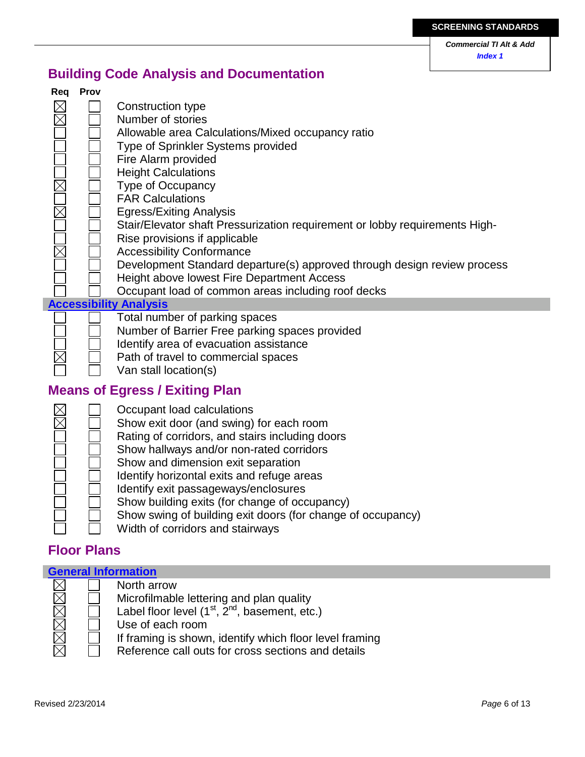# Building Code Analysis and Documentation

| Req | Prov | |
|---|---|---|
| ☒ | ☐ | Construction type |
| ☒ | ☐ | Number of stories |
| ☐ | ☐ | Allowable area Calculations/Mixed occupancy ratio |
| ☐ | ☐ | Type of Sprinkler Systems provided |
| ☐ | ☐ | Fire Alarm provided |
| ☐ | ☐ | Height Calculations |
| ☒ | ☐ | Type of Occupancy |
| ☐ | ☐ | FAR Calculations |
| ☒ | ☐ | Egress/Exiting Analysis |
| ☐ | ☐ | Stair/Elevator shaft Pressurization requirement or lobby requirements High- |
| ☐ | ☐ | Rise provisions if applicable |
| ☒ | ☐ | Accessibility Conformance |
| ☐ | ☐ | Development Standard departure(s) approved through design review process |
| ☐ | ☐ | Height above lowest Fire Department Access |
| ☐ | ☐ | Occupant load of common areas including roof decks |

## Accessibility Analysis

| Req | Prov | |
|---|---|---|
| ☐ | ☐ | Total number of parking spaces |
| ☐ | ☐ | Number of Barrier Free parking spaces provided |
| ☐ | ☐ | Identify area of evacuation assistance |
| ☒ | ☐ | Path of travel to commercial spaces |
| ☐ | ☐ | Van stall location(s) |

# Means of Egress / Exiting Plan

| Req | Prov | |
|---|---|---|
| ☒ | ☐ | Occupant load calculations |
| ☒ | ☐ | Show exit door (and swing) for each room |
| ☐ | ☐ | Rating of corridors, and stairs including doors |
| ☐ | ☐ | Show hallways and/or non-rated corridors |
| ☐ | ☐ | Show and dimension exit separation |
| ☐ | ☐ | Identify horizontal exits and refuge areas |
| ☐ | ☐ | Identify exit passageways/enclosures |
| ☐ | ☐ | Show building exits (for change of occupancy) |
| ☐ | ☐ | Show swing of building exit doors (for change of occupancy) |
| ☐ | ☐ | Width of corridors and stairways |

# Floor Plans

## General Information

| Req | Prov | |
|---|---|---|
| ☒ | ☐ | North arrow |
| ☒ | ☐ | Microfilmable lettering and plan quality |
| ☒ | ☐ | Label floor level (1st, 2nd, basement, etc.) |
| ☒ | ☐ | Use of each room |
| ☒ | ☐ | If framing is shown, identify which floor level framing |
| ☒ | ☐ | Reference call outs for cross sections and details |

Revised 2/23/2014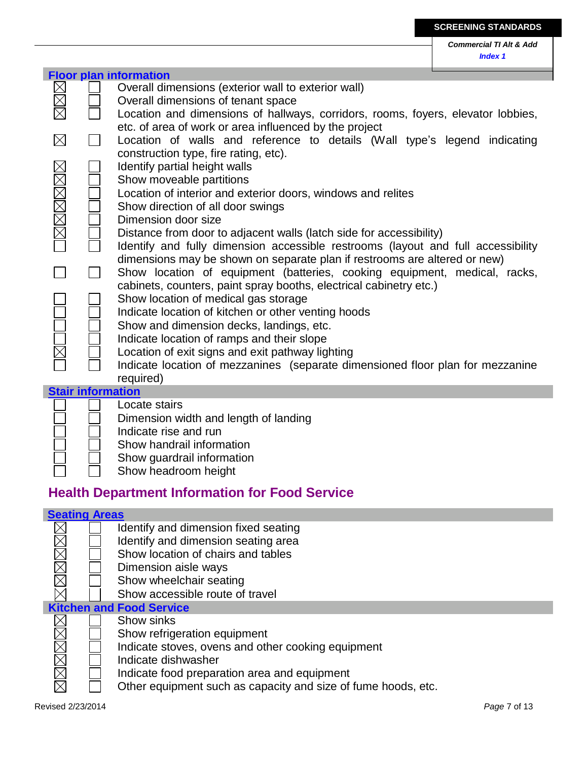## Floor plan information

| | | |
|---|---|---|
| ☒ | ☐ | Overall dimensions (exterior wall to exterior wall) |
| ☒ | ☐ | Overall dimensions of tenant space |
| ☒ | ☐ | Location and dimensions of hallways, corridors, rooms, foyers, elevator lobbies, etc. of area of work or area influenced by the project |
| ☒ | ☐ | Location of walls and reference to details (Wall type's legend indicating construction type, fire rating, etc). |
| ☒ | ☐ | Identify partial height walls |
| ☒ | ☐ | Show moveable partitions |
| ☒ | ☐ | Location of interior and exterior doors, windows and relites |
| ☒ | ☐ | Show direction of all door swings |
| ☒ | ☐ | Dimension door size |
| ☒ | ☐ | Distance from door to adjacent walls (latch side for accessibility) |
| ☐ | ☐ | Identify and fully dimension accessible restrooms (layout and full accessibility dimensions may be shown on separate plan if restrooms are altered or new) |
| ☐ | ☐ | Show location of equipment (batteries, cooking equipment, medical, racks, cabinets, counters, paint spray booths, electrical cabinetry etc.) |
| ☐ | ☐ | Show location of medical gas storage |
| ☐ | ☐ | Indicate location of kitchen or other venting hoods |
| ☐ | ☐ | Show and dimension decks, landings, etc. |
| ☐ | ☐ | Indicate location of ramps and their slope |
| ☒ | ☐ | Location of exit signs and exit pathway lighting |
| ☐ | ☐ | Indicate location of mezzanines (separate dimensioned floor plan for mezzanine required) |

## Stair information

| | | |
|---|---|---|
| ☐ | ☐ | Locate stairs |
| ☐ | ☐ | Dimension width and length of landing |
| ☐ | ☐ | Indicate rise and run |
| ☐ | ☐ | Show handrail information |
| ☐ | ☐ | Show guardrail information |
| ☐ | ☐ | Show headroom height |

# Health Department Information for Food Service

## Seating Areas

| | | |
|---|---|---|
| ☒ | ☐ | Identify and dimension fixed seating |
| ☒ | ☐ | Identify and dimension seating area |
| ☒ | ☐ | Show location of chairs and tables |
| ☒ | ☐ | Dimension aisle ways |
| ☒ | ☐ | Show wheelchair seating |
| ☒ | ☐ | Show accessible route of travel |

## Kitchen and Food Service

| | | |
|---|---|---|
| ☒ | ☐ | Show sinks |
| ☒ | ☐ | Show refrigeration equipment |
| ☒ | ☐ | Indicate stoves, ovens and other cooking equipment |
| ☒ | ☐ | Indicate dishwasher |
| ☒ | ☐ | Indicate food preparation area and equipment |
| ☒ | ☐ | Other equipment such as capacity and size of fume hoods, etc. |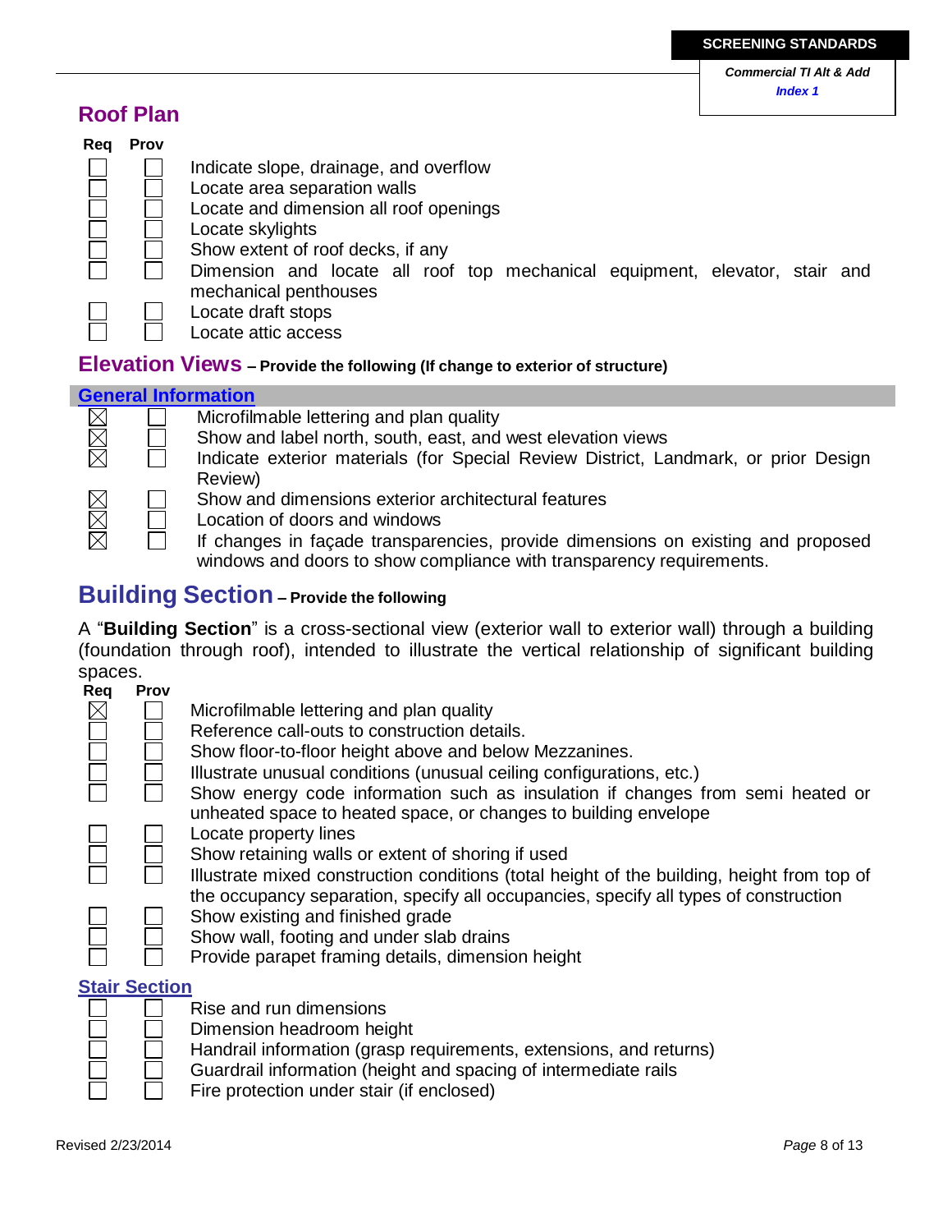## Roof Plan

| Req | Prov | |
|---|---|---|
| ☐ | ☐ | Indicate slope, drainage, and overflow |
| ☐ | ☐ | Locate area separation walls |
| ☐ | ☐ | Locate and dimension all roof openings |
| ☐ | ☐ | Locate skylights |
| ☐ | ☐ | Show extent of roof decks, if any |
| ☐ | ☐ | Dimension and locate all roof top mechanical equipment, elevator, stair and mechanical penthouses |
| ☐ | ☐ | Locate draft stops |
| ☐ | ☐ | Locate attic access |

## Elevation Views – Provide the following (If change to exterior of structure)

### General Information

| Req | Prov | |
|---|---|---|
| ☒ | ☐ | Microfilmable lettering and plan quality |
| ☒ | ☐ | Show and label north, south, east, and west elevation views |
| ☒ | ☐ | Indicate exterior materials (for Special Review District, Landmark, or prior Design Review) |
| ☒ | ☐ | Show and dimensions exterior architectural features |
| ☒ | ☐ | Location of doors and windows |
| ☒ | ☐ | If changes in façade transparencies, provide dimensions on existing and proposed windows and doors to show compliance with transparency requirements. |

## Building Section – Provide the following

A "**Building Section**" is a cross-sectional view (exterior wall to exterior wall) through a building (foundation through roof), intended to illustrate the vertical relationship of significant building spaces.

| Req | Prov | |
|---|---|---|
| ☒ | ☐ | Microfilmable lettering and plan quality |
| ☐ | ☐ | Reference call-outs to construction details. |
| ☐ | ☐ | Show floor-to-floor height above and below Mezzanines. |
| ☐ | ☐ | Illustrate unusual conditions (unusual ceiling configurations, etc.) |
| ☐ | ☐ | Show energy code information such as insulation if changes from semi heated or unheated space to heated space, or changes to building envelope |
| ☐ | ☐ | Locate property lines |
| ☐ | ☐ | Show retaining walls or extent of shoring if used |
| ☐ | ☐ | Illustrate mixed construction conditions (total height of the building, height from top of the occupancy separation, specify all occupancies, specify all types of construction |
| ☐ | ☐ | Show existing and finished grade |
| ☐ | ☐ | Show wall, footing and under slab drains |
| ☐ | ☐ | Provide parapet framing details, dimension height |

### Stair Section

| Req | Prov | |
|---|---|---|
| ☐ | ☐ | Rise and run dimensions |
| ☐ | ☐ | Dimension headroom height |
| ☐ | ☐ | Handrail information (grasp requirements, extensions, and returns) |
| ☐ | ☐ | Guardrail information (height and spacing of intermediate rails |
| ☐ | ☐ | Fire protection under stair (if enclosed) |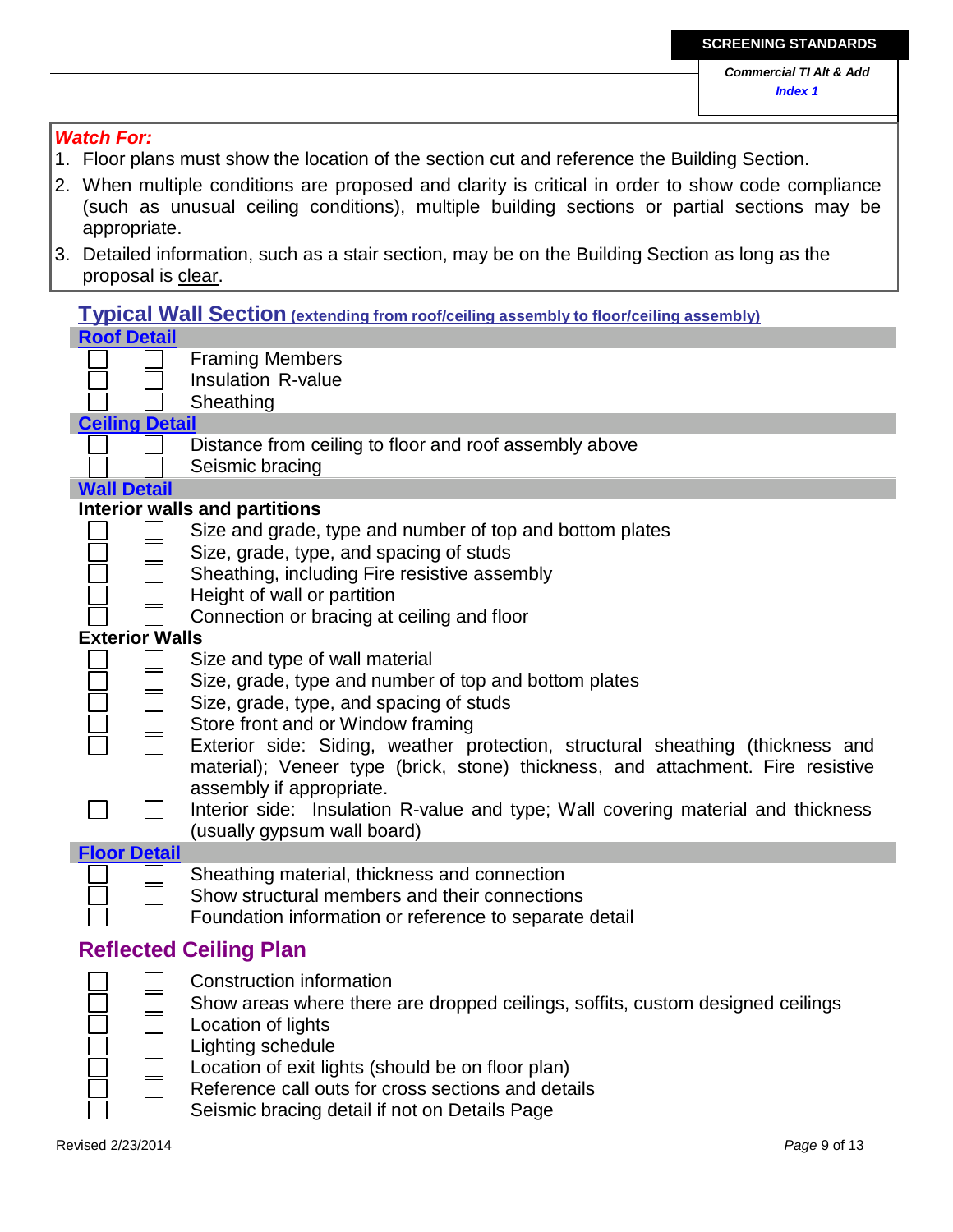***Watch For:***

1. Floor plans must show the location of the section cut and reference the Building Section.
2. When multiple conditions are proposed and clarity is critical in order to show code compliance (such as unusual ceiling conditions), multiple building sections or partial sections may be appropriate.
3. Detailed information, such as a stair section, may be on the Building Section as long as the proposal is clear.

## Typical Wall Section (extending from roof/ceiling assembly to floor/ceiling assembly)

### Roof Detail

- ☐ ☐ Framing Members
- ☐ ☐ Insulation R-value
- ☐ ☐ Sheathing

### Ceiling Detail

- ☐ ☐ Distance from ceiling to floor and roof assembly above
- ☐ ☐ Seismic bracing

### Wall Detail

**Interior walls and partitions**

- ☐ ☐ Size and grade, type and number of top and bottom plates
- ☐ ☐ Size, grade, type, and spacing of studs
- ☐ ☐ Sheathing, including Fire resistive assembly
- ☐ ☐ Height of wall or partition
- ☐ ☐ Connection or bracing at ceiling and floor

**Exterior Walls**

- ☐ ☐ Size and type of wall material
- ☐ ☐ Size, grade, type and number of top and bottom plates
- ☐ ☐ Size, grade, type, and spacing of studs
- ☐ ☐ Store front and or Window framing
- ☐ ☐ Exterior side: Siding, weather protection, structural sheathing (thickness and material); Veneer type (brick, stone) thickness, and attachment. Fire resistive assembly if appropriate.
- ☐ ☐ Interior side: Insulation R-value and type; Wall covering material and thickness (usually gypsum wall board)

### Floor Detail

- ☐ ☐ Sheathing material, thickness and connection
- ☐ ☐ Show structural members and their connections
- ☐ ☐ Foundation information or reference to separate detail

## Reflected Ceiling Plan

- ☐ ☐ Construction information
- ☐ ☐ Show areas where there are dropped ceilings, soffits, custom designed ceilings
- ☐ ☐ Location of lights
- ☐ ☐ Lighting schedule
- ☐ ☐ Location of exit lights (should be on floor plan)
- ☐ ☐ Reference call outs for cross sections and details
- ☐ ☐ Seismic bracing detail if not on Details Page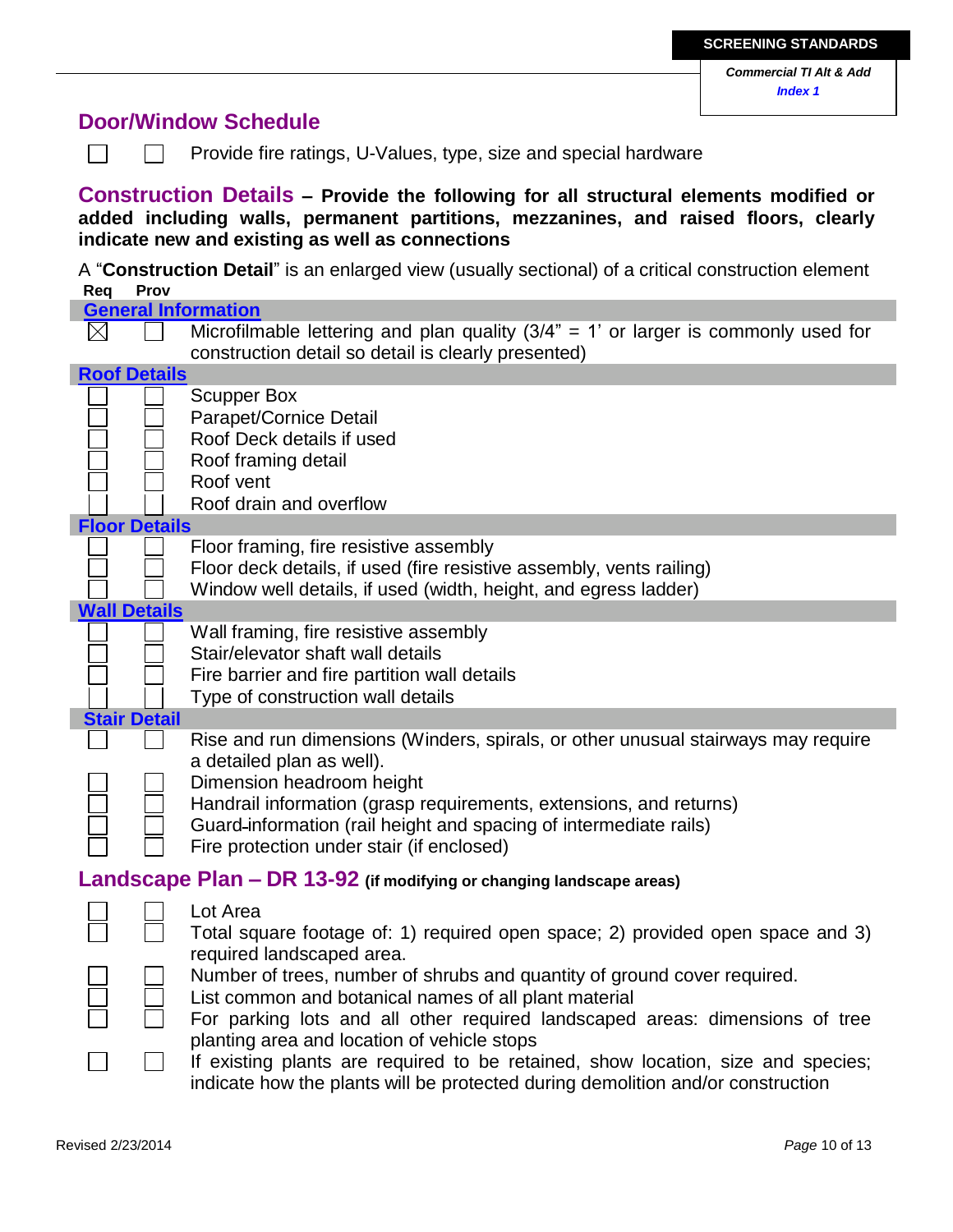## Door/Window Schedule

- [ ] [ ] Provide fire ratings, U-Values, type, size and special hardware

## Construction Details – **Provide the following for all structural elements modified or added including walls, permanent partitions, mezzanines, and raised floors, clearly indicate new and existing as well as connections**

A "**Construction Detail**" is an enlarged view (usually sectional) of a critical construction element

| Req | Prov | |
|---|---|---|
| **General Information** | | |
| ☒ | ☐ | Microfilmable lettering and plan quality (3/4" = 1' or larger is commonly used for construction detail so detail is clearly presented) |
| **Roof Details** | | |
| ☐ | ☐ | Scupper Box |
| ☐ | ☐ | Parapet/Cornice Detail |
| ☐ | ☐ | Roof Deck details if used |
| ☐ | ☐ | Roof framing detail |
| ☐ | ☐ | Roof vent |
| ☐ | ☐ | Roof drain and overflow |
| **Floor Details** | | |
| ☐ | ☐ | Floor framing, fire resistive assembly |
| ☐ | ☐ | Floor deck details, if used (fire resistive assembly, vents railing) |
| ☐ | ☐ | Window well details, if used (width, height, and egress ladder) |
| **Wall Details** | | |
| ☐ | ☐ | Wall framing, fire resistive assembly |
| ☐ | ☐ | Stair/elevator shaft wall details |
| ☐ | ☐ | Fire barrier and fire partition wall details |
| ☐ | ☐ | Type of construction wall details |
| **Stair Detail** | | |
| ☐ | ☐ | Rise and run dimensions (Winders, spirals, or other unusual stairways may require a detailed plan as well). |
| ☐ | ☐ | Dimension headroom height |
| ☐ | ☐ | Handrail information (grasp requirements, extensions, and returns) |
| ☐ | ☐ | Guard information (rail height and spacing of intermediate rails) |
| ☐ | ☐ | Fire protection under stair (if enclosed) |

## Landscape Plan – DR 13-92 **(if modifying or changing landscape areas)**

| | | |
|---|---|---|
| ☐ | ☐ | Lot Area |
| ☐ | ☐ | Total square footage of: 1) required open space; 2) provided open space and 3) required landscaped area. |
| ☐ | ☐ | Number of trees, number of shrubs and quantity of ground cover required. |
| ☐ | ☐ | List common and botanical names of all plant material |
| ☐ | ☐ | For parking lots and all other required landscaped areas: dimensions of tree planting area and location of vehicle stops |
| ☐ | ☐ | If existing plants are required to be retained, show location, size and species; indicate how the plants will be protected during demolition and/or construction |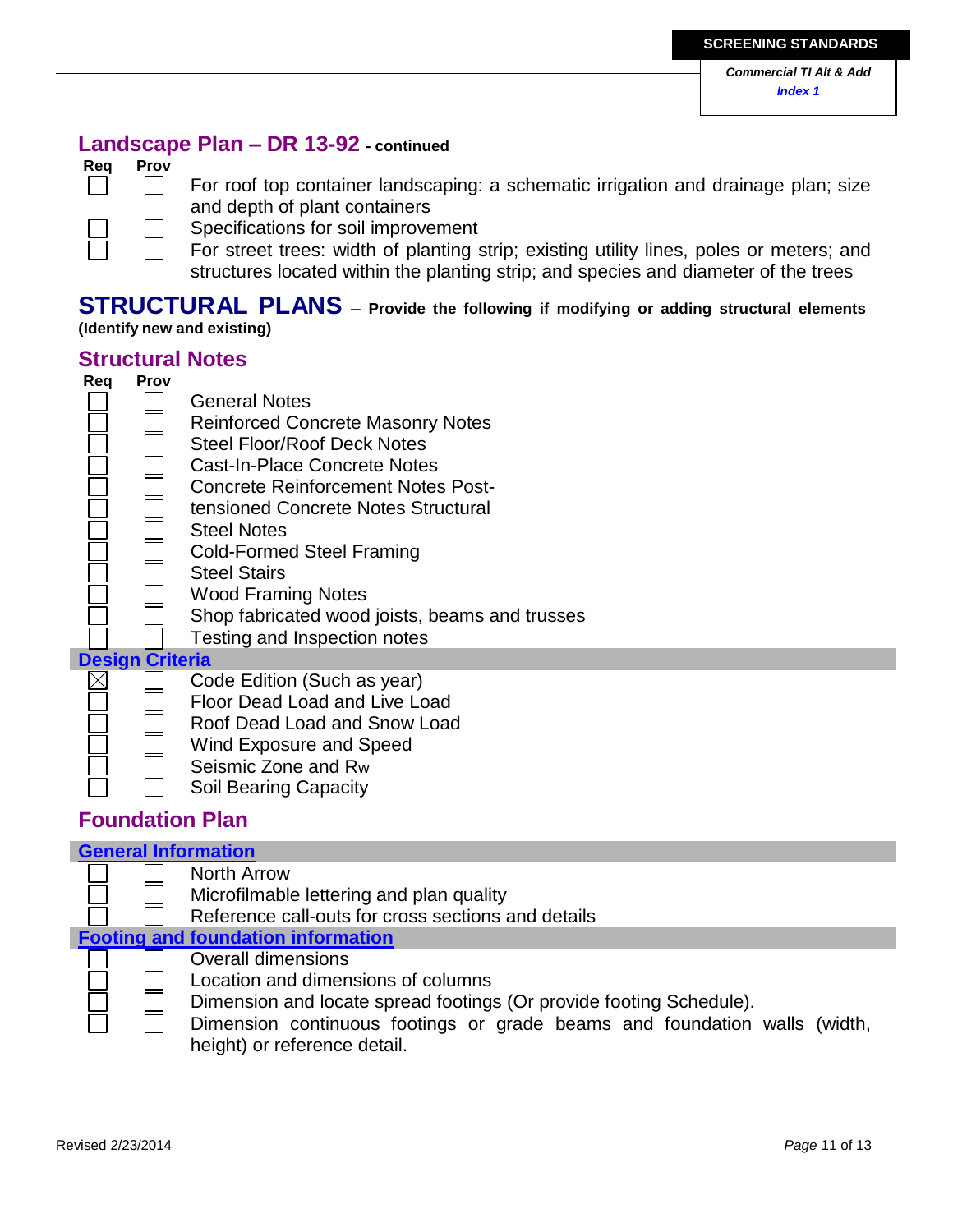## Landscape Plan – DR 13-92 - continued

| Req | Prov | |
|---|---|---|
| ☐ | ☐ | For roof top container landscaping: a schematic irrigation and drainage plan; size and depth of plant containers |
| ☐ | ☐ | Specifications for soil improvement |
| ☐ | ☐ | For street trees: width of planting strip; existing utility lines, poles or meters; and structures located within the planting strip; and species and diameter of the trees |

# STRUCTURAL PLANS – Provide the following if modifying or adding structural elements (Identify new and existing)

## Structural Notes

| Req | Prov | |
|---|---|---|
| ☐ | ☐ | General Notes |
| ☐ | ☐ | Reinforced Concrete Masonry Notes |
| ☐ | ☐ | Steel Floor/Roof Deck Notes |
| ☐ | ☐ | Cast-In-Place Concrete Notes |
| ☐ | ☐ | Concrete Reinforcement Notes Post- |
| ☐ | ☐ | tensioned Concrete Notes Structural |
| ☐ | ☐ | Steel Notes |
| ☐ | ☐ | Cold-Formed Steel Framing |
| ☐ | ☐ | Steel Stairs |
| ☐ | ☐ | Wood Framing Notes |
| ☐ | ☐ | Shop fabricated wood joists, beams and trusses |
| ☐ | ☐ | Testing and Inspection notes |

### Design Criteria

| Req | Prov | |
|---|---|---|
| ☒ | ☐ | Code Edition (Such as year) |
| ☐ | ☐ | Floor Dead Load and Live Load |
| ☐ | ☐ | Roof Dead Load and Snow Load |
| ☐ | ☐ | Wind Exposure and Speed |
| ☐ | ☐ | Seismic Zone and Rw |
| ☐ | ☐ | Soil Bearing Capacity |

## Foundation Plan

### General Information

| Req | Prov | |
|---|---|---|
| ☐ | ☐ | North Arrow |
| ☐ | ☐ | Microfilmable lettering and plan quality |
| ☐ | ☐ | Reference call-outs for cross sections and details |

### Footing and foundation information

| Req | Prov | |
|---|---|---|
| ☐ | ☐ | Overall dimensions |
| ☐ | ☐ | Location and dimensions of columns |
| ☐ | ☐ | Dimension and locate spread footings (Or provide footing Schedule). |
| ☐ | ☐ | Dimension continuous footings or grade beams and foundation walls (width, height) or reference detail. |

Revised 2/23/2014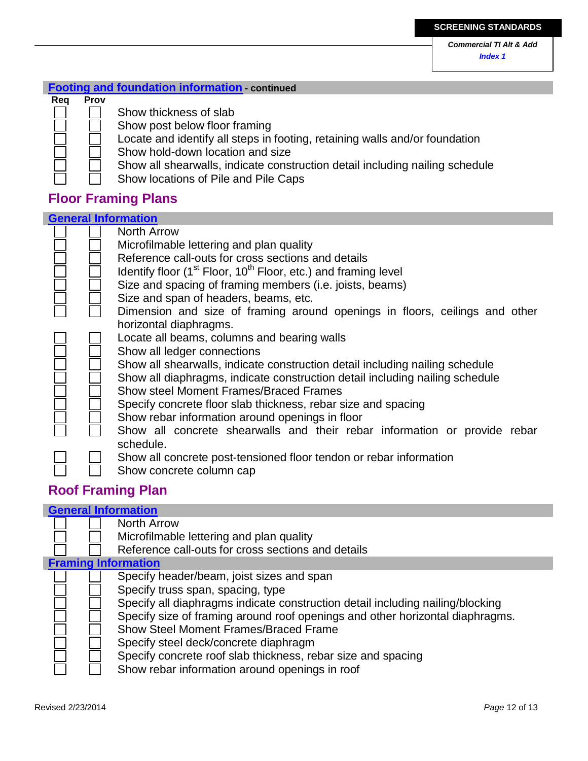## Footing and foundation information - continued

| Req | Prov | |
|---|---|---|
| ☐ | ☐ | Show thickness of slab |
| ☐ | ☐ | Show post below floor framing |
| ☐ | ☐ | Locate and identify all steps in footing, retaining walls and/or foundation |
| ☐ | ☐ | Show hold-down location and size |
| ☐ | ☐ | Show all shearwalls, indicate construction detail including nailing schedule |
| ☐ | ☐ | Show locations of Pile and Pile Caps |

# Floor Framing Plans

## General Information

| Req | Prov | |
|---|---|---|
| ☐ | ☐ | North Arrow |
| ☐ | ☐ | Microfilmable lettering and plan quality |
| ☐ | ☐ | Reference call-outs for cross sections and details |
| ☐ | ☐ | Identify floor (1st Floor, 10th Floor, etc.) and framing level |
| ☐ | ☐ | Size and spacing of framing members (i.e. joists, beams) |
| ☐ | ☐ | Size and span of headers, beams, etc. |
| ☐ | ☐ | Dimension and size of framing around openings in floors, ceilings and other horizontal diaphragms. |
| ☐ | ☐ | Locate all beams, columns and bearing walls |
| ☐ | ☐ | Show all ledger connections |
| ☐ | ☐ | Show all shearwalls, indicate construction detail including nailing schedule |
| ☐ | ☐ | Show all diaphragms, indicate construction detail including nailing schedule |
| ☐ | ☐ | Show steel Moment Frames/Braced Frames |
| ☐ | ☐ | Specify concrete floor slab thickness, rebar size and spacing |
| ☐ | ☐ | Show rebar information around openings in floor |
| ☐ | ☐ | Show all concrete shearwalls and their rebar information or provide rebar schedule. |
| ☐ | ☐ | Show all concrete post-tensioned floor tendon or rebar information |
| ☐ | ☐ | Show concrete column cap |

# Roof Framing Plan

## General Information

| Req | Prov | |
|---|---|---|
| ☐ | ☐ | North Arrow |
| ☐ | ☐ | Microfilmable lettering and plan quality |
| ☐ | ☐ | Reference call-outs for cross sections and details |

## Framing Information

| Req | Prov | |
|---|---|---|
| ☐ | ☐ | Specify header/beam, joist sizes and span |
| ☐ | ☐ | Specify truss span, spacing, type |
| ☐ | ☐ | Specify all diaphragms indicate construction detail including nailing/blocking |
| ☐ | ☐ | Specify size of framing around roof openings and other horizontal diaphragms. |
| ☐ | ☐ | Show Steel Moment Frames/Braced Frame |
| ☐ | ☐ | Specify steel deck/concrete diaphragm |
| ☐ | ☐ | Specify concrete roof slab thickness, rebar size and spacing |
| ☐ | ☐ | Show rebar information around openings in roof |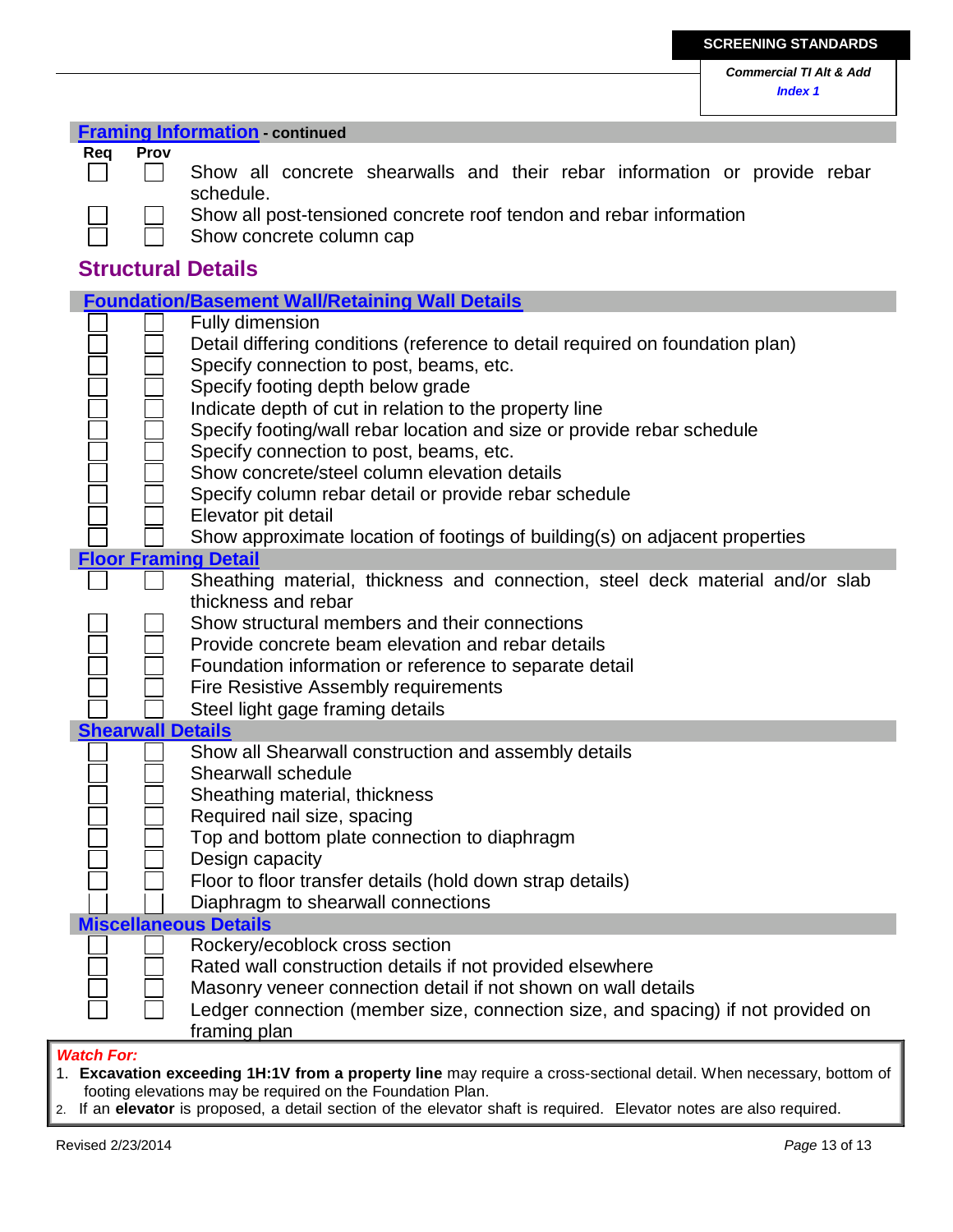## Framing Information - continued

| Req | Prov | |
|---|---|---|
| ☐ | ☐ | Show all concrete shearwalls and their rebar information or provide rebar schedule. |
| ☐ | ☐ | Show all post-tensioned concrete roof tendon and rebar information |
| ☐ | ☐ | Show concrete column cap |

# Structural Details

## Foundation/Basement Wall/Retaining Wall Details

| | | |
|---|---|---|
| ☐ | ☐ | Fully dimension |
| ☐ | ☐ | Detail differing conditions (reference to detail required on foundation plan) |
| ☐ | ☐ | Specify connection to post, beams, etc. |
| ☐ | ☐ | Specify footing depth below grade |
| ☐ | ☐ | Indicate depth of cut in relation to the property line |
| ☐ | ☐ | Specify footing/wall rebar location and size or provide rebar schedule |
| ☐ | ☐ | Specify connection to post, beams, etc. |
| ☐ | ☐ | Show concrete/steel column elevation details |
| ☐ | ☐ | Specify column rebar detail or provide rebar schedule |
| ☐ | ☐ | Elevator pit detail |
| ☐ | ☐ | Show approximate location of footings of building(s) on adjacent properties |

## Floor Framing Detail

| | | |
|---|---|---|
| ☐ | ☐ | Sheathing material, thickness and connection, steel deck material and/or slab thickness and rebar |
| ☐ | ☐ | Show structural members and their connections |
| ☐ | ☐ | Provide concrete beam elevation and rebar details |
| ☐ | ☐ | Foundation information or reference to separate detail |
| ☐ | ☐ | Fire Resistive Assembly requirements |
| ☐ | ☐ | Steel light gage framing details |

## Shearwall Details

| | | |
|---|---|---|
| ☐ | ☐ | Show all Shearwall construction and assembly details |
| ☐ | ☐ | Shearwall schedule |
| ☐ | ☐ | Sheathing material, thickness |
| ☐ | ☐ | Required nail size, spacing |
| ☐ | ☐ | Top and bottom plate connection to diaphragm |
| ☐ | ☐ | Design capacity |
| ☐ | ☐ | Floor to floor transfer details (hold down strap details) |
| ☐ | ☐ | Diaphragm to shearwall connections |

## Miscellaneous Details

| | | |
|---|---|---|
| ☐ | ☐ | Rockery/ecoblock cross section |
| ☐ | ☐ | Rated wall construction details if not provided elsewhere |
| ☐ | ☐ | Masonry veneer connection detail if not shown on wall details |
| ☐ | ☐ | Ledger connection (member size, connection size, and spacing) if not provided on framing plan |

***Watch For:***

1. **Excavation exceeding 1H:1V from a property line** may require a cross-sectional detail. When necessary, bottom of footing elevations may be required on the Foundation Plan.
2. If an **elevator** is proposed, a detail section of the elevator shaft is required. Elevator notes are also required.

Revised 2/23/2014